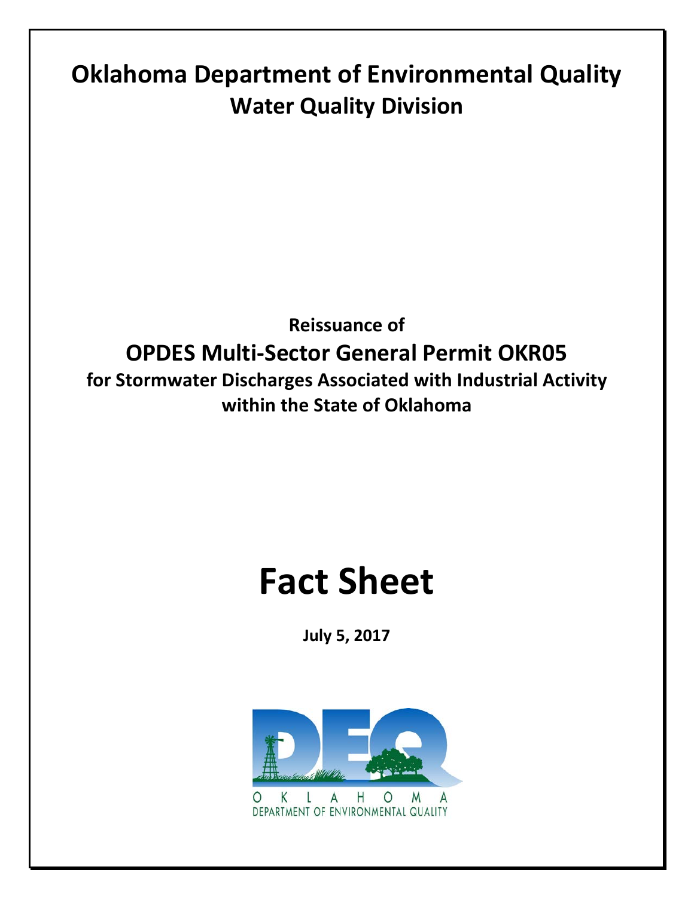# Oklahoma Department of Environmental Quality

## Water Quality Division

**Reissuance of**

## OPDES Multi-Sector General Permit OKR05

**for Stormwater Discharges Associated with Industrial Activity within the State of Oklahoma**

# Fact Sheet

**July 5, 2017**

OKLAHOMA DEPARTMENT OF ENVIRONMENTAL QUALITY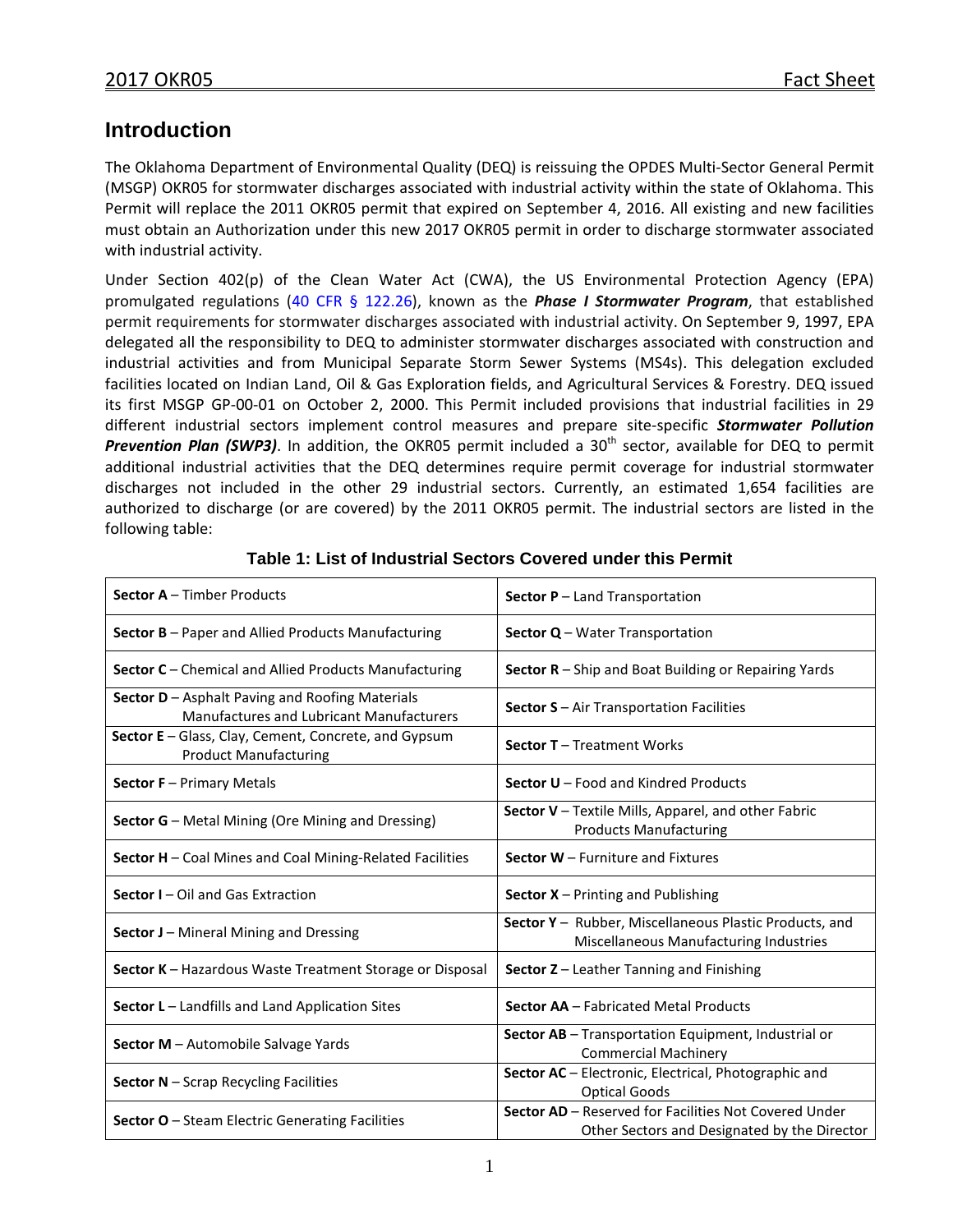## Introduction

The Oklahoma Department of Environmental Quality (DEQ) is reissuing the OPDES Multi-Sector General Permit (MSGP) OKR05 for stormwater discharges associated with industrial activity within the state of Oklahoma. This Permit will replace the 2011 OKR05 permit that expired on September 4, 2016. All existing and new facilities must obtain an Authorization under this new 2017 OKR05 permit in order to discharge stormwater associated with industrial activity.

Under Section 402(p) of the Clean Water Act (CWA), the US Environmental Protection Agency (EPA) promulgated regulations (40 CFR § 122.26), known as the ***Phase I Stormwater Program***, that established permit requirements for stormwater discharges associated with industrial activity. On September 9, 1997, EPA delegated all the responsibility to DEQ to administer stormwater discharges associated with construction and industrial activities and from Municipal Separate Storm Sewer Systems (MS4s). This delegation excluded facilities located on Indian Land, Oil & Gas Exploration fields, and Agricultural Services & Forestry. DEQ issued its first MSGP GP-00-01 on October 2, 2000. This Permit included provisions that industrial facilities in 29 different industrial sectors implement control measures and prepare site-specific ***Stormwater Pollution Prevention Plan (SWP3)***. In addition, the OKR05 permit included a 30th sector, available for DEQ to permit additional industrial activities that the DEQ determines require permit coverage for industrial stormwater discharges not included in the other 29 industrial sectors. Currently, an estimated 1,654 facilities are authorized to discharge (or are covered) by the 2011 OKR05 permit. The industrial sectors are listed in the following table:

**Table 1: List of Industrial Sectors Covered under this Permit**

| | |
|---|---|
| **Sector A** – Timber Products | **Sector P** – Land Transportation |
| **Sector B** – Paper and Allied Products Manufacturing | **Sector Q** – Water Transportation |
| **Sector C** – Chemical and Allied Products Manufacturing | **Sector R** – Ship and Boat Building or Repairing Yards |
| **Sector D** – Asphalt Paving and Roofing Materials Manufactures and Lubricant Manufacturers | **Sector S** – Air Transportation Facilities |
| **Sector E** – Glass, Clay, Cement, Concrete, and Gypsum Product Manufacturing | **Sector T** – Treatment Works |
| **Sector F** – Primary Metals | **Sector U** – Food and Kindred Products |
| **Sector G** – Metal Mining (Ore Mining and Dressing) | **Sector V** – Textile Mills, Apparel, and other Fabric Products Manufacturing |
| **Sector H** – Coal Mines and Coal Mining-Related Facilities | **Sector W** – Furniture and Fixtures |
| **Sector I** – Oil and Gas Extraction | **Sector X** – Printing and Publishing |
| **Sector J** – Mineral Mining and Dressing | **Sector Y** – Rubber, Miscellaneous Plastic Products, and Miscellaneous Manufacturing Industries |
| **Sector K** – Hazardous Waste Treatment Storage or Disposal | **Sector Z** – Leather Tanning and Finishing |
| **Sector L** – Landfills and Land Application Sites | **Sector AA** – Fabricated Metal Products |
| **Sector M** – Automobile Salvage Yards | **Sector AB** – Transportation Equipment, Industrial or Commercial Machinery |
| **Sector N** – Scrap Recycling Facilities | **Sector AC** – Electronic, Electrical, Photographic and Optical Goods |
| **Sector O** – Steam Electric Generating Facilities | **Sector AD** – Reserved for Facilities Not Covered Under Other Sectors and Designated by the Director |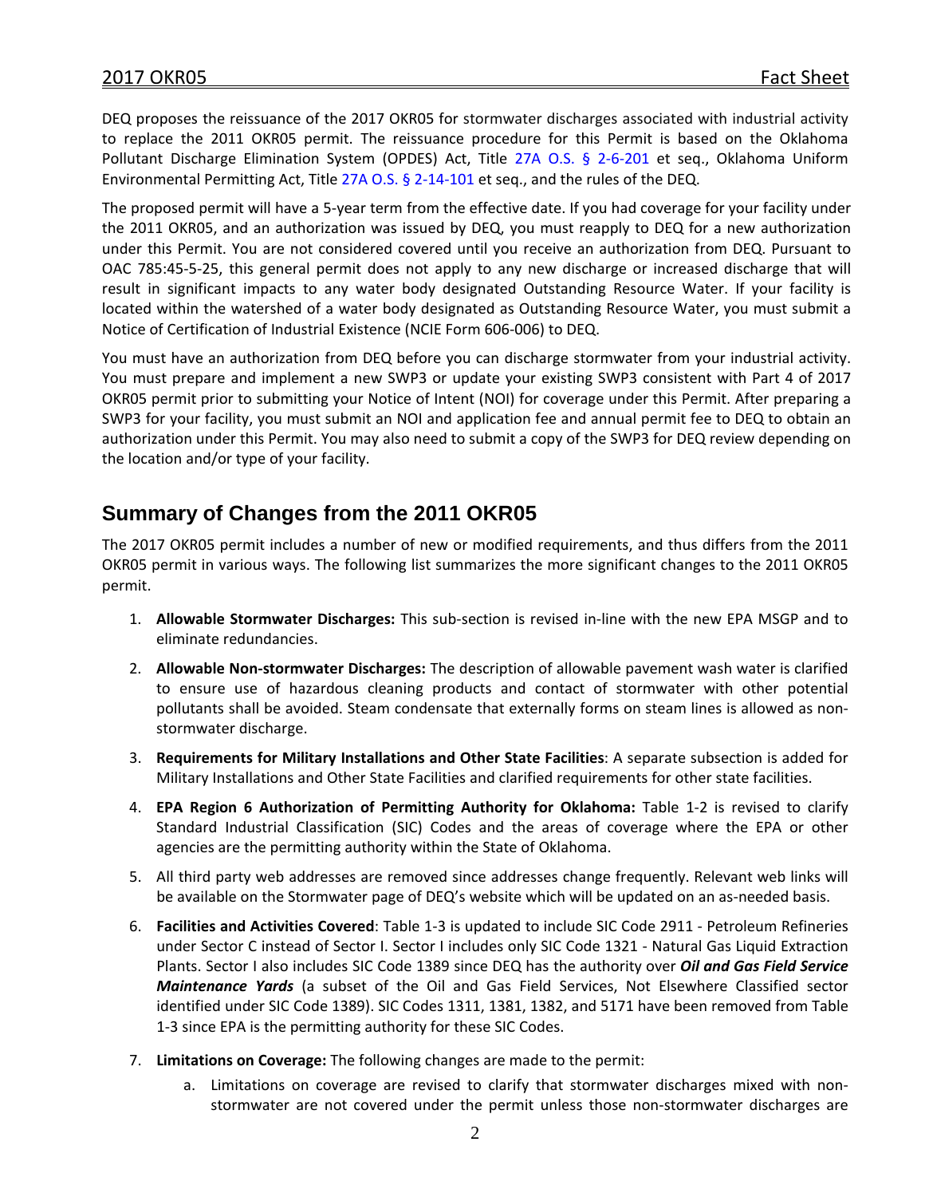DEQ proposes the reissuance of the 2017 OKR05 for stormwater discharges associated with industrial activity to replace the 2011 OKR05 permit. The reissuance procedure for this Permit is based on the Oklahoma Pollutant Discharge Elimination System (OPDES) Act, Title 27A O.S. § 2-6-201 et seq., Oklahoma Uniform Environmental Permitting Act, Title 27A O.S. § 2-14-101 et seq., and the rules of the DEQ.

The proposed permit will have a 5-year term from the effective date. If you had coverage for your facility under the 2011 OKR05, and an authorization was issued by DEQ, you must reapply to DEQ for a new authorization under this Permit. You are not considered covered until you receive an authorization from DEQ. Pursuant to OAC 785:45-5-25, this general permit does not apply to any new discharge or increased discharge that will result in significant impacts to any water body designated Outstanding Resource Water. If your facility is located within the watershed of a water body designated as Outstanding Resource Water, you must submit a Notice of Certification of Industrial Existence (NCIE Form 606-006) to DEQ.

You must have an authorization from DEQ before you can discharge stormwater from your industrial activity. You must prepare and implement a new SWP3 or update your existing SWP3 consistent with Part 4 of 2017 OKR05 permit prior to submitting your Notice of Intent (NOI) for coverage under this Permit. After preparing a SWP3 for your facility, you must submit an NOI and application fee and annual permit fee to DEQ to obtain an authorization under this Permit. You may also need to submit a copy of the SWP3 for DEQ review depending on the location and/or type of your facility.

## Summary of Changes from the 2011 OKR05

The 2017 OKR05 permit includes a number of new or modified requirements, and thus differs from the 2011 OKR05 permit in various ways. The following list summarizes the more significant changes to the 2011 OKR05 permit.

1. **Allowable Stormwater Discharges:** This sub-section is revised in-line with the new EPA MSGP and to eliminate redundancies.
2. **Allowable Non-stormwater Discharges:** The description of allowable pavement wash water is clarified to ensure use of hazardous cleaning products and contact of stormwater with other potential pollutants shall be avoided. Steam condensate that externally forms on steam lines is allowed as non-stormwater discharge.
3. **Requirements for Military Installations and Other State Facilities**: A separate subsection is added for Military Installations and Other State Facilities and clarified requirements for other state facilities.
4. **EPA Region 6 Authorization of Permitting Authority for Oklahoma:** Table 1-2 is revised to clarify Standard Industrial Classification (SIC) Codes and the areas of coverage where the EPA or other agencies are the permitting authority within the State of Oklahoma.
5. All third party web addresses are removed since addresses change frequently. Relevant web links will be available on the Stormwater page of DEQ's website which will be updated on an as-needed basis.
6. **Facilities and Activities Covered**: Table 1-3 is updated to include SIC Code 2911 - Petroleum Refineries under Sector C instead of Sector I. Sector I includes only SIC Code 1321 - Natural Gas Liquid Extraction Plants. Sector I also includes SIC Code 1389 since DEQ has the authority over ***Oil and Gas Field Service Maintenance Yards*** (a subset of the Oil and Gas Field Services, Not Elsewhere Classified sector identified under SIC Code 1389). SIC Codes 1311, 1381, 1382, and 5171 have been removed from Table 1-3 since EPA is the permitting authority for these SIC Codes.
7. **Limitations on Coverage:** The following changes are made to the permit:
   a. Limitations on coverage are revised to clarify that stormwater discharges mixed with non-stormwater are not covered under the permit unless those non-stormwater discharges are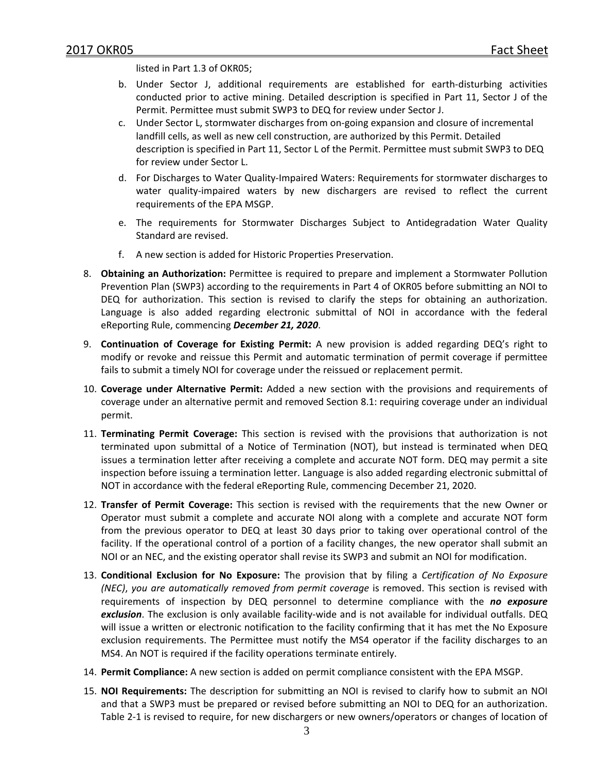listed in Part 1.3 of OKR05;

b. Under Sector J, additional requirements are established for earth-disturbing activities conducted prior to active mining. Detailed description is specified in Part 11, Sector J of the Permit. Permittee must submit SWP3 to DEQ for review under Sector J.

c. Under Sector L, stormwater discharges from on-going expansion and closure of incremental landfill cells, as well as new cell construction, are authorized by this Permit. Detailed description is specified in Part 11, Sector L of the Permit. Permittee must submit SWP3 to DEQ for review under Sector L.

d. For Discharges to Water Quality-Impaired Waters: Requirements for stormwater discharges to water quality-impaired waters by new dischargers are revised to reflect the current requirements of the EPA MSGP.

e. The requirements for Stormwater Discharges Subject to Antidegradation Water Quality Standard are revised.

f. A new section is added for Historic Properties Preservation.

8. **Obtaining an Authorization:** Permittee is required to prepare and implement a Stormwater Pollution Prevention Plan (SWP3) according to the requirements in Part 4 of OKR05 before submitting an NOI to DEQ for authorization. This section is revised to clarify the steps for obtaining an authorization. Language is also added regarding electronic submittal of NOI in accordance with the federal eReporting Rule, commencing ***December 21, 2020***.

9. **Continuation of Coverage for Existing Permit:** A new provision is added regarding DEQ's right to modify or revoke and reissue this Permit and automatic termination of permit coverage if permittee fails to submit a timely NOI for coverage under the reissued or replacement permit.

10. **Coverage under Alternative Permit:** Added a new section with the provisions and requirements of coverage under an alternative permit and removed Section 8.1: requiring coverage under an individual permit.

11. **Terminating Permit Coverage:** This section is revised with the provisions that authorization is not terminated upon submittal of a Notice of Termination (NOT), but instead is terminated when DEQ issues a termination letter after receiving a complete and accurate NOT form. DEQ may permit a site inspection before issuing a termination letter. Language is also added regarding electronic submittal of NOT in accordance with the federal eReporting Rule, commencing December 21, 2020.

12. **Transfer of Permit Coverage:** This section is revised with the requirements that the new Owner or Operator must submit a complete and accurate NOI along with a complete and accurate NOT form from the previous operator to DEQ at least 30 days prior to taking over operational control of the facility. If the operational control of a portion of a facility changes, the new operator shall submit an NOI or an NEC, and the existing operator shall revise its SWP3 and submit an NOI for modification.

13. **Conditional Exclusion for No Exposure:** The provision that by filing a *Certification of No Exposure (NEC)*, *you are automatically removed from permit coverage* is removed. This section is revised with requirements of inspection by DEQ personnel to determine compliance with the ***no exposure exclusion***. The exclusion is only available facility-wide and is not available for individual outfalls. DEQ will issue a written or electronic notification to the facility confirming that it has met the No Exposure exclusion requirements. The Permittee must notify the MS4 operator if the facility discharges to an MS4. An NOT is required if the facility operations terminate entirely.

14. **Permit Compliance:** A new section is added on permit compliance consistent with the EPA MSGP.

15. **NOI Requirements:** The description for submitting an NOI is revised to clarify how to submit an NOI and that a SWP3 must be prepared or revised before submitting an NOI to DEQ for an authorization. Table 2-1 is revised to require, for new dischargers or new owners/operators or changes of location of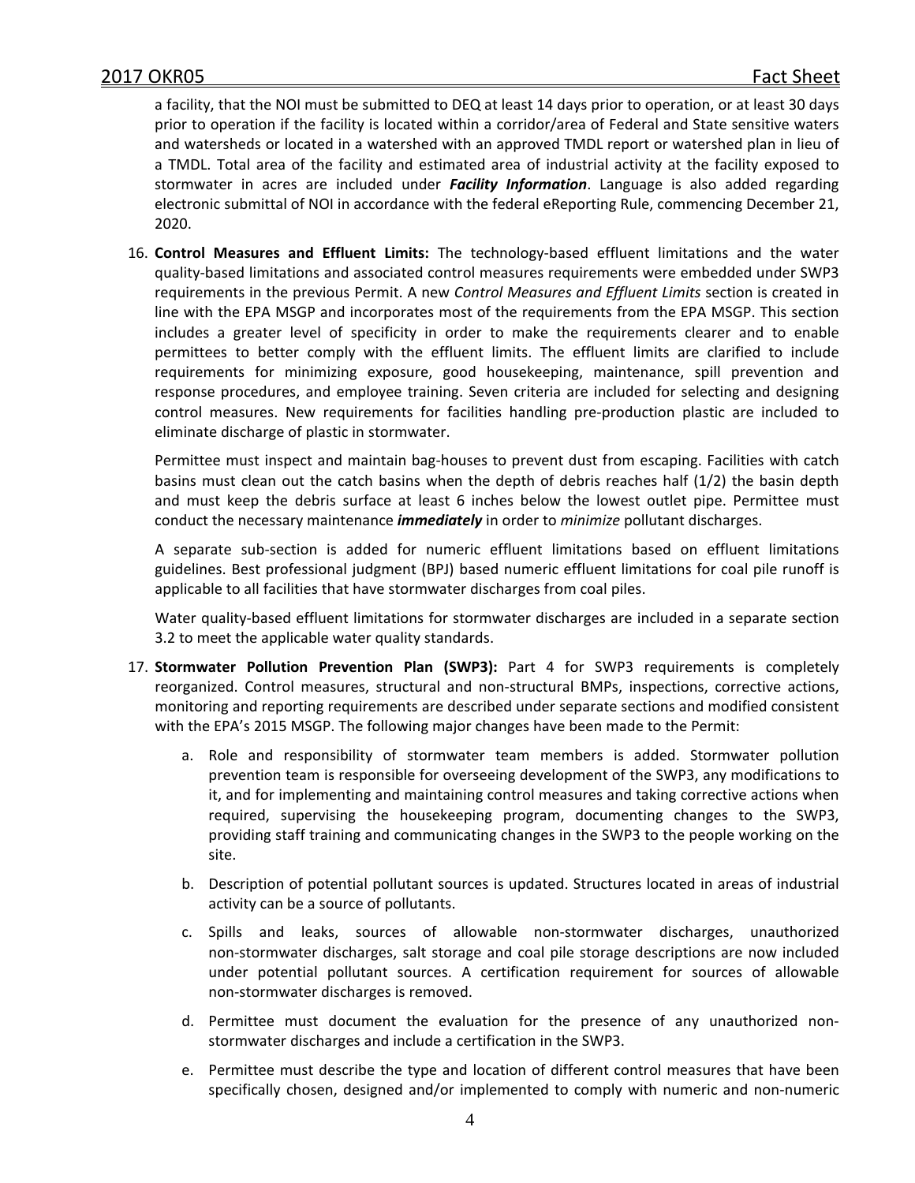a facility, that the NOI must be submitted to DEQ at least 14 days prior to operation, or at least 30 days prior to operation if the facility is located within a corridor/area of Federal and State sensitive waters and watersheds or located in a watershed with an approved TMDL report or watershed plan in lieu of a TMDL. Total area of the facility and estimated area of industrial activity at the facility exposed to stormwater in acres are included under ***Facility Information***. Language is also added regarding electronic submittal of NOI in accordance with the federal eReporting Rule, commencing December 21, 2020.

16. **Control Measures and Effluent Limits:** The technology-based effluent limitations and the water quality-based limitations and associated control measures requirements were embedded under SWP3 requirements in the previous Permit. A new *Control Measures and Effluent Limits* section is created in line with the EPA MSGP and incorporates most of the requirements from the EPA MSGP. This section includes a greater level of specificity in order to make the requirements clearer and to enable permittees to better comply with the effluent limits. The effluent limits are clarified to include requirements for minimizing exposure, good housekeeping, maintenance, spill prevention and response procedures, and employee training. Seven criteria are included for selecting and designing control measures. New requirements for facilities handling pre-production plastic are included to eliminate discharge of plastic in stormwater.

    Permittee must inspect and maintain bag-houses to prevent dust from escaping. Facilities with catch basins must clean out the catch basins when the depth of debris reaches half (1/2) the basin depth and must keep the debris surface at least 6 inches below the lowest outlet pipe. Permittee must conduct the necessary maintenance ***immediately*** in order to *minimize* pollutant discharges.

    A separate sub-section is added for numeric effluent limitations based on effluent limitations guidelines. Best professional judgment (BPJ) based numeric effluent limitations for coal pile runoff is applicable to all facilities that have stormwater discharges from coal piles.

    Water quality-based effluent limitations for stormwater discharges are included in a separate section 3.2 to meet the applicable water quality standards.

17. **Stormwater Pollution Prevention Plan (SWP3):** Part 4 for SWP3 requirements is completely reorganized. Control measures, structural and non-structural BMPs, inspections, corrective actions, monitoring and reporting requirements are described under separate sections and modified consistent with the EPA's 2015 MSGP. The following major changes have been made to the Permit:

    a. Role and responsibility of stormwater team members is added. Stormwater pollution prevention team is responsible for overseeing development of the SWP3, any modifications to it, and for implementing and maintaining control measures and taking corrective actions when required, supervising the housekeeping program, documenting changes to the SWP3, providing staff training and communicating changes in the SWP3 to the people working on the site.

    b. Description of potential pollutant sources is updated. Structures located in areas of industrial activity can be a source of pollutants.

    c. Spills and leaks, sources of allowable non-stormwater discharges, unauthorized non-stormwater discharges, salt storage and coal pile storage descriptions are now included under potential pollutant sources. A certification requirement for sources of allowable non-stormwater discharges is removed.

    d. Permittee must document the evaluation for the presence of any unauthorized non-stormwater discharges and include a certification in the SWP3.

    e. Permittee must describe the type and location of different control measures that have been specifically chosen, designed and/or implemented to comply with numeric and non-numeric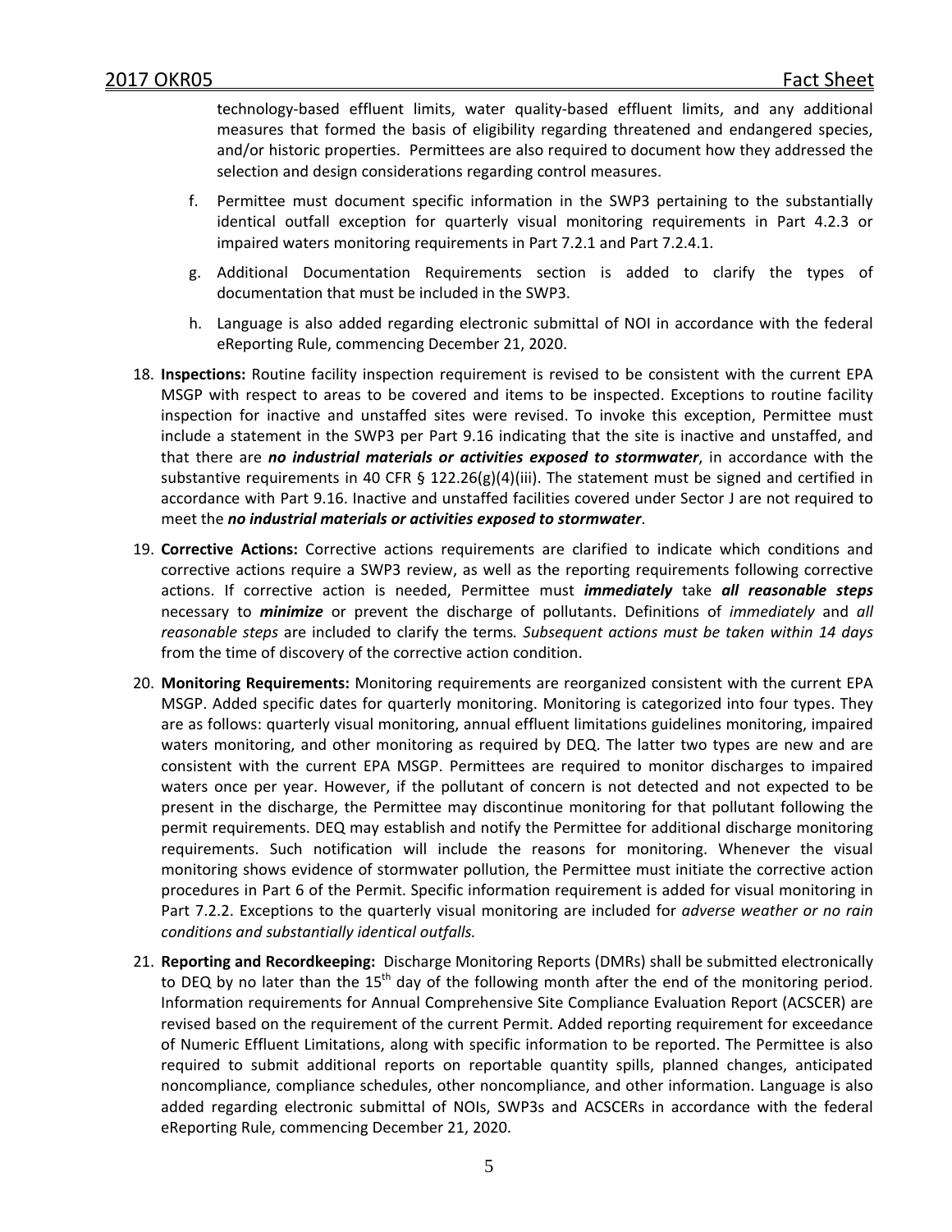technology-based effluent limits, water quality-based effluent limits, and any additional measures that formed the basis of eligibility regarding threatened and endangered species, and/or historic properties. Permittees are also required to document how they addressed the selection and design considerations regarding control measures.

f. Permittee must document specific information in the SWP3 pertaining to the substantially identical outfall exception for quarterly visual monitoring requirements in Part 4.2.3 or impaired waters monitoring requirements in Part 7.2.1 and Part 7.2.4.1.

g. Additional Documentation Requirements section is added to clarify the types of documentation that must be included in the SWP3.

h. Language is also added regarding electronic submittal of NOI in accordance with the federal eReporting Rule, commencing December 21, 2020.

18. **Inspections:** Routine facility inspection requirement is revised to be consistent with the current EPA MSGP with respect to areas to be covered and items to be inspected. Exceptions to routine facility inspection for inactive and unstaffed sites were revised. To invoke this exception, Permittee must include a statement in the SWP3 per Part 9.16 indicating that the site is inactive and unstaffed, and that there are ***no industrial materials or activities exposed to stormwater***, in accordance with the substantive requirements in 40 CFR § 122.26(g)(4)(iii). The statement must be signed and certified in accordance with Part 9.16. Inactive and unstaffed facilities covered under Sector J are not required to meet the ***no industrial materials or activities exposed to stormwater***.

19. **Corrective Actions:** Corrective actions requirements are clarified to indicate which conditions and corrective actions require a SWP3 review, as well as the reporting requirements following corrective actions. If corrective action is needed, Permittee must ***immediately*** take ***all reasonable steps*** necessary to ***minimize*** or prevent the discharge of pollutants. Definitions of *immediately* and *all reasonable steps* are included to clarify the terms. *Subsequent actions must be taken within 14 days* from the time of discovery of the corrective action condition.

20. **Monitoring Requirements:** Monitoring requirements are reorganized consistent with the current EPA MSGP. Added specific dates for quarterly monitoring. Monitoring is categorized into four types. They are as follows: quarterly visual monitoring, annual effluent limitations guidelines monitoring, impaired waters monitoring, and other monitoring as required by DEQ. The latter two types are new and are consistent with the current EPA MSGP. Permittees are required to monitor discharges to impaired waters once per year. However, if the pollutant of concern is not detected and not expected to be present in the discharge, the Permittee may discontinue monitoring for that pollutant following the permit requirements. DEQ may establish and notify the Permittee for additional discharge monitoring requirements. Such notification will include the reasons for monitoring. Whenever the visual monitoring shows evidence of stormwater pollution, the Permittee must initiate the corrective action procedures in Part 6 of the Permit. Specific information requirement is added for visual monitoring in Part 7.2.2. Exceptions to the quarterly visual monitoring are included for *adverse weather or no rain conditions and substantially identical outfalls.*

21. **Reporting and Recordkeeping:** Discharge Monitoring Reports (DMRs) shall be submitted electronically to DEQ by no later than the 15th day of the following month after the end of the monitoring period. Information requirements for Annual Comprehensive Site Compliance Evaluation Report (ACSCER) are revised based on the requirement of the current Permit. Added reporting requirement for exceedance of Numeric Effluent Limitations, along with specific information to be reported. The Permittee is also required to submit additional reports on reportable quantity spills, planned changes, anticipated noncompliance, compliance schedules, other noncompliance, and other information. Language is also added regarding electronic submittal of NOIs, SWP3s and ACSCERs in accordance with the federal eReporting Rule, commencing December 21, 2020.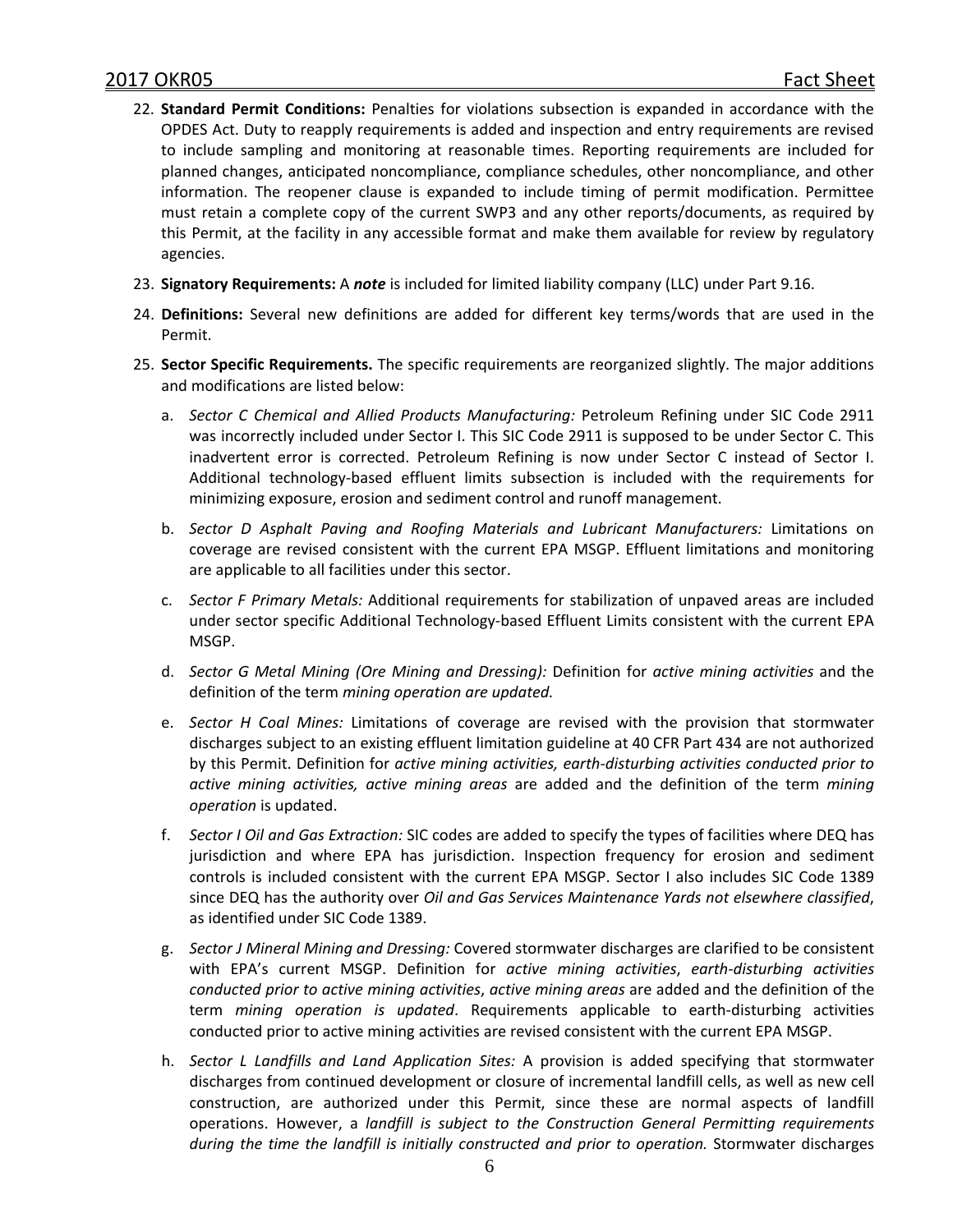22. **Standard Permit Conditions:** Penalties for violations subsection is expanded in accordance with the OPDES Act. Duty to reapply requirements is added and inspection and entry requirements are revised to include sampling and monitoring at reasonable times. Reporting requirements are included for planned changes, anticipated noncompliance, compliance schedules, other noncompliance, and other information. The reopener clause is expanded to include timing of permit modification. Permittee must retain a complete copy of the current SWP3 and any other reports/documents, as required by this Permit, at the facility in any accessible format and make them available for review by regulatory agencies.

23. **Signatory Requirements:** A ***note*** is included for limited liability company (LLC) under Part 9.16.

24. **Definitions:** Several new definitions are added for different key terms/words that are used in the Permit.

25. **Sector Specific Requirements.** The specific requirements are reorganized slightly. The major additions and modifications are listed below:

    a. *Sector C Chemical and Allied Products Manufacturing:* Petroleum Refining under SIC Code 2911 was incorrectly included under Sector I. This SIC Code 2911 is supposed to be under Sector C. This inadvertent error is corrected. Petroleum Refining is now under Sector C instead of Sector I. Additional technology-based effluent limits subsection is included with the requirements for minimizing exposure, erosion and sediment control and runoff management.

    b. *Sector D Asphalt Paving and Roofing Materials and Lubricant Manufacturers:* Limitations on coverage are revised consistent with the current EPA MSGP. Effluent limitations and monitoring are applicable to all facilities under this sector.

    c. *Sector F Primary Metals:* Additional requirements for stabilization of unpaved areas are included under sector specific Additional Technology-based Effluent Limits consistent with the current EPA MSGP.

    d. *Sector G Metal Mining (Ore Mining and Dressing):* Definition for *active mining activities* and the definition of the term *mining operation are updated.*

    e. *Sector H Coal Mines:* Limitations of coverage are revised with the provision that stormwater discharges subject to an existing effluent limitation guideline at 40 CFR Part 434 are not authorized by this Permit. Definition for *active mining activities, earth-disturbing activities conducted prior to active mining activities, active mining areas* are added and the definition of the term *mining operation* is updated.

    f. *Sector I Oil and Gas Extraction:* SIC codes are added to specify the types of facilities where DEQ has jurisdiction and where EPA has jurisdiction. Inspection frequency for erosion and sediment controls is included consistent with the current EPA MSGP. Sector I also includes SIC Code 1389 since DEQ has the authority over *Oil and Gas Services Maintenance Yards not elsewhere classified*, as identified under SIC Code 1389.

    g. *Sector J Mineral Mining and Dressing:* Covered stormwater discharges are clarified to be consistent with EPA's current MSGP. Definition for *active mining activities*, *earth-disturbing activities conducted prior to active mining activities*, *active mining areas* are added and the definition of the term *mining operation is updated*. Requirements applicable to earth-disturbing activities conducted prior to active mining activities are revised consistent with the current EPA MSGP.

    h. *Sector L Landfills and Land Application Sites:* A provision is added specifying that stormwater discharges from continued development or closure of incremental landfill cells, as well as new cell construction, are authorized under this Permit, since these are normal aspects of landfill operations. However, a *landfill is subject to the Construction General Permitting requirements during the time the landfill is initially constructed and prior to operation.* Stormwater discharges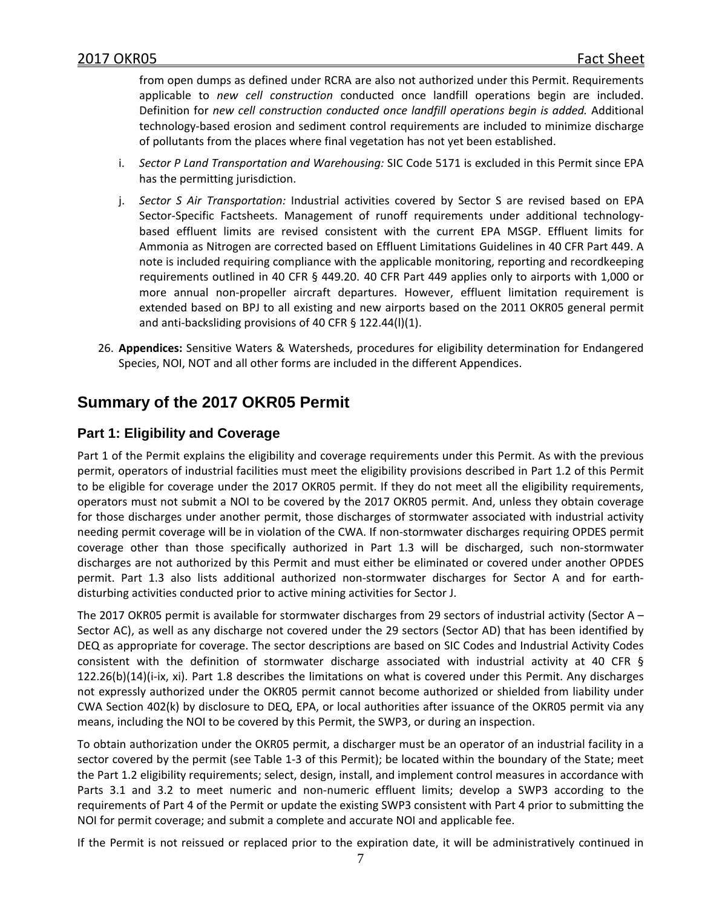from open dumps as defined under RCRA are also not authorized under this Permit. Requirements applicable to *new cell construction* conducted once landfill operations begin are included. Definition for *new cell construction conducted once landfill operations begin is added.* Additional technology-based erosion and sediment control requirements are included to minimize discharge of pollutants from the places where final vegetation has not yet been established.

i. *Sector P Land Transportation and Warehousing:* SIC Code 5171 is excluded in this Permit since EPA has the permitting jurisdiction.

j. *Sector S Air Transportation:* Industrial activities covered by Sector S are revised based on EPA Sector-Specific Factsheets. Management of runoff requirements under additional technology-based effluent limits are revised consistent with the current EPA MSGP. Effluent limits for Ammonia as Nitrogen are corrected based on Effluent Limitations Guidelines in 40 CFR Part 449. A note is included requiring compliance with the applicable monitoring, reporting and recordkeeping requirements outlined in 40 CFR § 449.20. 40 CFR Part 449 applies only to airports with 1,000 or more annual non-propeller aircraft departures. However, effluent limitation requirement is extended based on BPJ to all existing and new airports based on the 2011 OKR05 general permit and anti-backsliding provisions of 40 CFR § 122.44(l)(1).

26. **Appendices:** Sensitive Waters & Watersheds, procedures for eligibility determination for Endangered Species, NOI, NOT and all other forms are included in the different Appendices.

## Summary of the 2017 OKR05 Permit

### Part 1: Eligibility and Coverage

Part 1 of the Permit explains the eligibility and coverage requirements under this Permit. As with the previous permit, operators of industrial facilities must meet the eligibility provisions described in Part 1.2 of this Permit to be eligible for coverage under the 2017 OKR05 permit. If they do not meet all the eligibility requirements, operators must not submit a NOI to be covered by the 2017 OKR05 permit. And, unless they obtain coverage for those discharges under another permit, those discharges of stormwater associated with industrial activity needing permit coverage will be in violation of the CWA. If non-stormwater discharges requiring OPDES permit coverage other than those specifically authorized in Part 1.3 will be discharged, such non-stormwater discharges are not authorized by this Permit and must either be eliminated or covered under another OPDES permit. Part 1.3 also lists additional authorized non-stormwater discharges for Sector A and for earth-disturbing activities conducted prior to active mining activities for Sector J.

The 2017 OKR05 permit is available for stormwater discharges from 29 sectors of industrial activity (Sector A – Sector AC), as well as any discharge not covered under the 29 sectors (Sector AD) that has been identified by DEQ as appropriate for coverage. The sector descriptions are based on SIC Codes and Industrial Activity Codes consistent with the definition of stormwater discharge associated with industrial activity at 40 CFR § 122.26(b)(14)(i-ix, xi). Part 1.8 describes the limitations on what is covered under this Permit. Any discharges not expressly authorized under the OKR05 permit cannot become authorized or shielded from liability under CWA Section 402(k) by disclosure to DEQ, EPA, or local authorities after issuance of the OKR05 permit via any means, including the NOI to be covered by this Permit, the SWP3, or during an inspection.

To obtain authorization under the OKR05 permit, a discharger must be an operator of an industrial facility in a sector covered by the permit (see Table 1-3 of this Permit); be located within the boundary of the State; meet the Part 1.2 eligibility requirements; select, design, install, and implement control measures in accordance with Parts 3.1 and 3.2 to meet numeric and non-numeric effluent limits; develop a SWP3 according to the requirements of Part 4 of the Permit or update the existing SWP3 consistent with Part 4 prior to submitting the NOI for permit coverage; and submit a complete and accurate NOI and applicable fee.

If the Permit is not reissued or replaced prior to the expiration date, it will be administratively continued in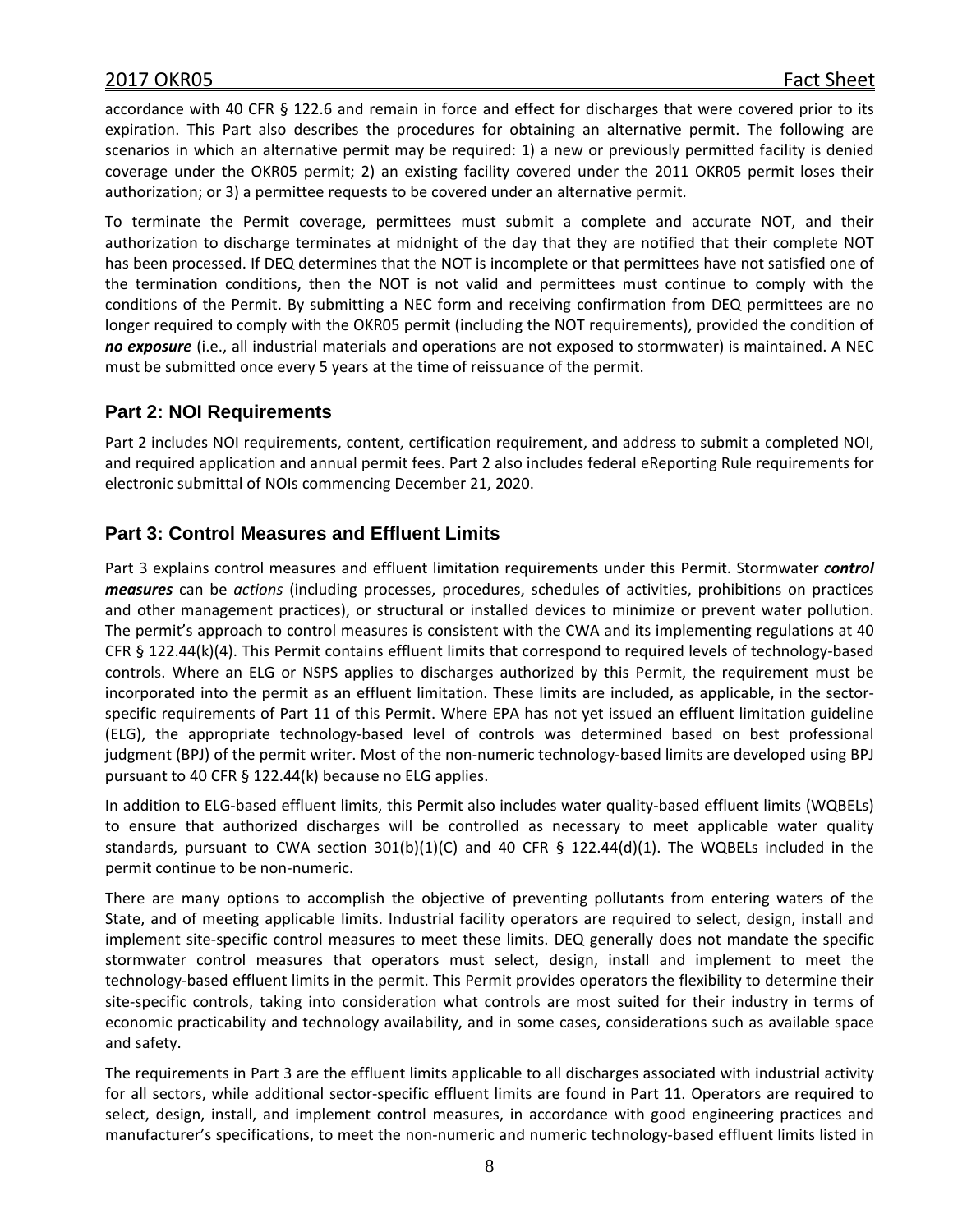accordance with 40 CFR § 122.6 and remain in force and effect for discharges that were covered prior to its expiration. This Part also describes the procedures for obtaining an alternative permit. The following are scenarios in which an alternative permit may be required: 1) a new or previously permitted facility is denied coverage under the OKR05 permit; 2) an existing facility covered under the 2011 OKR05 permit loses their authorization; or 3) a permittee requests to be covered under an alternative permit.

To terminate the Permit coverage, permittees must submit a complete and accurate NOT, and their authorization to discharge terminates at midnight of the day that they are notified that their complete NOT has been processed. If DEQ determines that the NOT is incomplete or that permittees have not satisfied one of the termination conditions, then the NOT is not valid and permittees must continue to comply with the conditions of the Permit. By submitting a NEC form and receiving confirmation from DEQ permittees are no longer required to comply with the OKR05 permit (including the NOT requirements), provided the condition of ***no exposure*** (i.e., all industrial materials and operations are not exposed to stormwater) is maintained. A NEC must be submitted once every 5 years at the time of reissuance of the permit.

## Part 2: NOI Requirements

Part 2 includes NOI requirements, content, certification requirement, and address to submit a completed NOI, and required application and annual permit fees. Part 2 also includes federal eReporting Rule requirements for electronic submittal of NOIs commencing December 21, 2020.

## Part 3: Control Measures and Effluent Limits

Part 3 explains control measures and effluent limitation requirements under this Permit. Stormwater ***control measures*** can be *actions* (including processes, procedures, schedules of activities, prohibitions on practices and other management practices), or structural or installed devices to minimize or prevent water pollution. The permit's approach to control measures is consistent with the CWA and its implementing regulations at 40 CFR § 122.44(k)(4). This Permit contains effluent limits that correspond to required levels of technology-based controls. Where an ELG or NSPS applies to discharges authorized by this Permit, the requirement must be incorporated into the permit as an effluent limitation. These limits are included, as applicable, in the sector-specific requirements of Part 11 of this Permit. Where EPA has not yet issued an effluent limitation guideline (ELG), the appropriate technology-based level of controls was determined based on best professional judgment (BPJ) of the permit writer. Most of the non-numeric technology-based limits are developed using BPJ pursuant to 40 CFR § 122.44(k) because no ELG applies.

In addition to ELG-based effluent limits, this Permit also includes water quality-based effluent limits (WQBELs) to ensure that authorized discharges will be controlled as necessary to meet applicable water quality standards, pursuant to CWA section 301(b)(1)(C) and 40 CFR § 122.44(d)(1). The WQBELs included in the permit continue to be non-numeric.

There are many options to accomplish the objective of preventing pollutants from entering waters of the State, and of meeting applicable limits. Industrial facility operators are required to select, design, install and implement site-specific control measures to meet these limits. DEQ generally does not mandate the specific stormwater control measures that operators must select, design, install and implement to meet the technology-based effluent limits in the permit. This Permit provides operators the flexibility to determine their site-specific controls, taking into consideration what controls are most suited for their industry in terms of economic practicability and technology availability, and in some cases, considerations such as available space and safety.

The requirements in Part 3 are the effluent limits applicable to all discharges associated with industrial activity for all sectors, while additional sector-specific effluent limits are found in Part 11. Operators are required to select, design, install, and implement control measures, in accordance with good engineering practices and manufacturer's specifications, to meet the non-numeric and numeric technology-based effluent limits listed in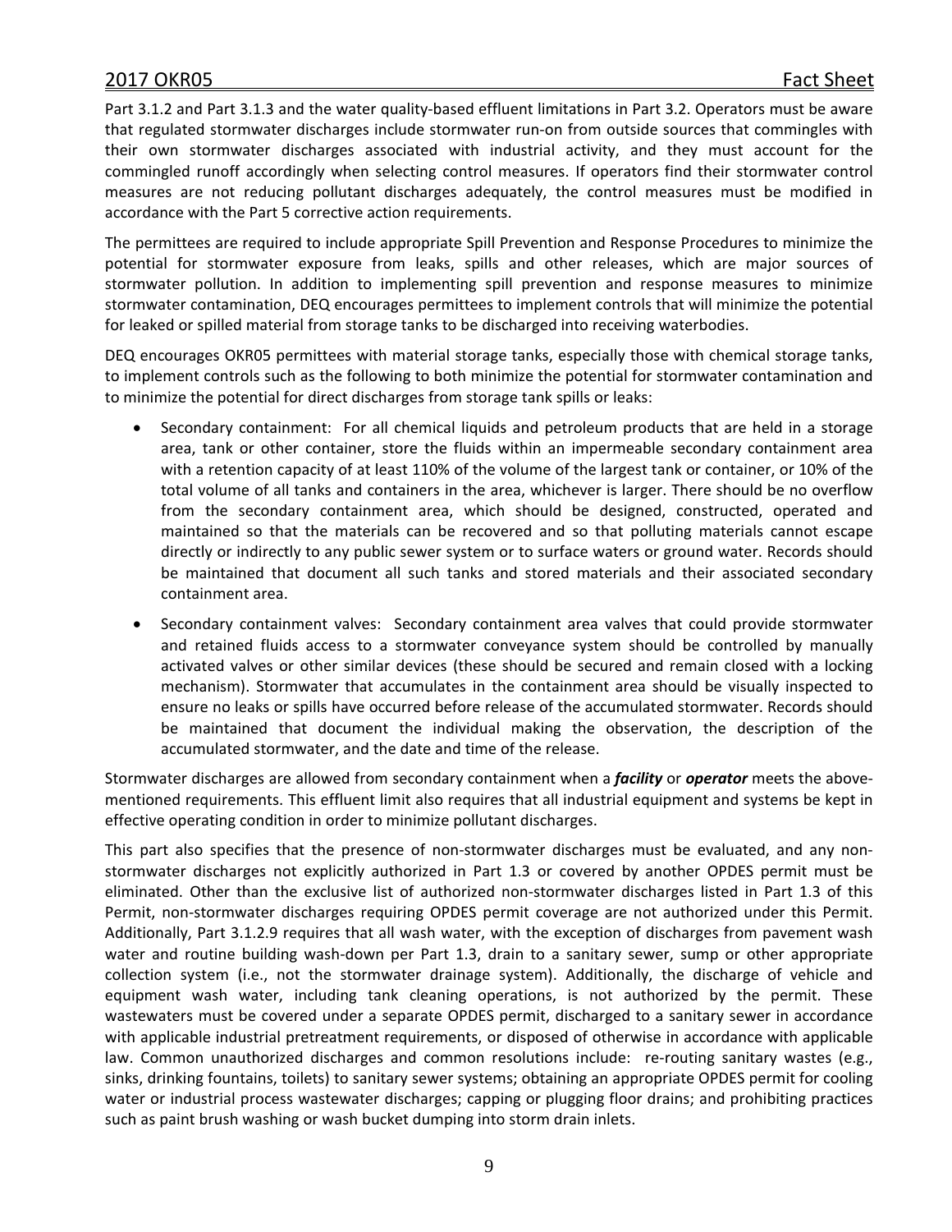Part 3.1.2 and Part 3.1.3 and the water quality-based effluent limitations in Part 3.2. Operators must be aware that regulated stormwater discharges include stormwater run-on from outside sources that commingles with their own stormwater discharges associated with industrial activity, and they must account for the commingled runoff accordingly when selecting control measures. If operators find their stormwater control measures are not reducing pollutant discharges adequately, the control measures must be modified in accordance with the Part 5 corrective action requirements.

The permittees are required to include appropriate Spill Prevention and Response Procedures to minimize the potential for stormwater exposure from leaks, spills and other releases, which are major sources of stormwater pollution. In addition to implementing spill prevention and response measures to minimize stormwater contamination, DEQ encourages permittees to implement controls that will minimize the potential for leaked or spilled material from storage tanks to be discharged into receiving waterbodies.

DEQ encourages OKR05 permittees with material storage tanks, especially those with chemical storage tanks, to implement controls such as the following to both minimize the potential for stormwater contamination and to minimize the potential for direct discharges from storage tank spills or leaks:

- Secondary containment: For all chemical liquids and petroleum products that are held in a storage area, tank or other container, store the fluids within an impermeable secondary containment area with a retention capacity of at least 110% of the volume of the largest tank or container, or 10% of the total volume of all tanks and containers in the area, whichever is larger. There should be no overflow from the secondary containment area, which should be designed, constructed, operated and maintained so that the materials can be recovered and so that polluting materials cannot escape directly or indirectly to any public sewer system or to surface waters or ground water. Records should be maintained that document all such tanks and stored materials and their associated secondary containment area.
- Secondary containment valves: Secondary containment area valves that could provide stormwater and retained fluids access to a stormwater conveyance system should be controlled by manually activated valves or other similar devices (these should be secured and remain closed with a locking mechanism). Stormwater that accumulates in the containment area should be visually inspected to ensure no leaks or spills have occurred before release of the accumulated stormwater. Records should be maintained that document the individual making the observation, the description of the accumulated stormwater, and the date and time of the release.

Stormwater discharges are allowed from secondary containment when a ***facility*** or ***operator*** meets the above-mentioned requirements. This effluent limit also requires that all industrial equipment and systems be kept in effective operating condition in order to minimize pollutant discharges.

This part also specifies that the presence of non-stormwater discharges must be evaluated, and any non-stormwater discharges not explicitly authorized in Part 1.3 or covered by another OPDES permit must be eliminated. Other than the exclusive list of authorized non-stormwater discharges listed in Part 1.3 of this Permit, non-stormwater discharges requiring OPDES permit coverage are not authorized under this Permit. Additionally, Part 3.1.2.9 requires that all wash water, with the exception of discharges from pavement wash water and routine building wash-down per Part 1.3, drain to a sanitary sewer, sump or other appropriate collection system (i.e., not the stormwater drainage system). Additionally, the discharge of vehicle and equipment wash water, including tank cleaning operations, is not authorized by the permit. These wastewaters must be covered under a separate OPDES permit, discharged to a sanitary sewer in accordance with applicable industrial pretreatment requirements, or disposed of otherwise in accordance with applicable law. Common unauthorized discharges and common resolutions include: re-routing sanitary wastes (e.g., sinks, drinking fountains, toilets) to sanitary sewer systems; obtaining an appropriate OPDES permit for cooling water or industrial process wastewater discharges; capping or plugging floor drains; and prohibiting practices such as paint brush washing or wash bucket dumping into storm drain inlets.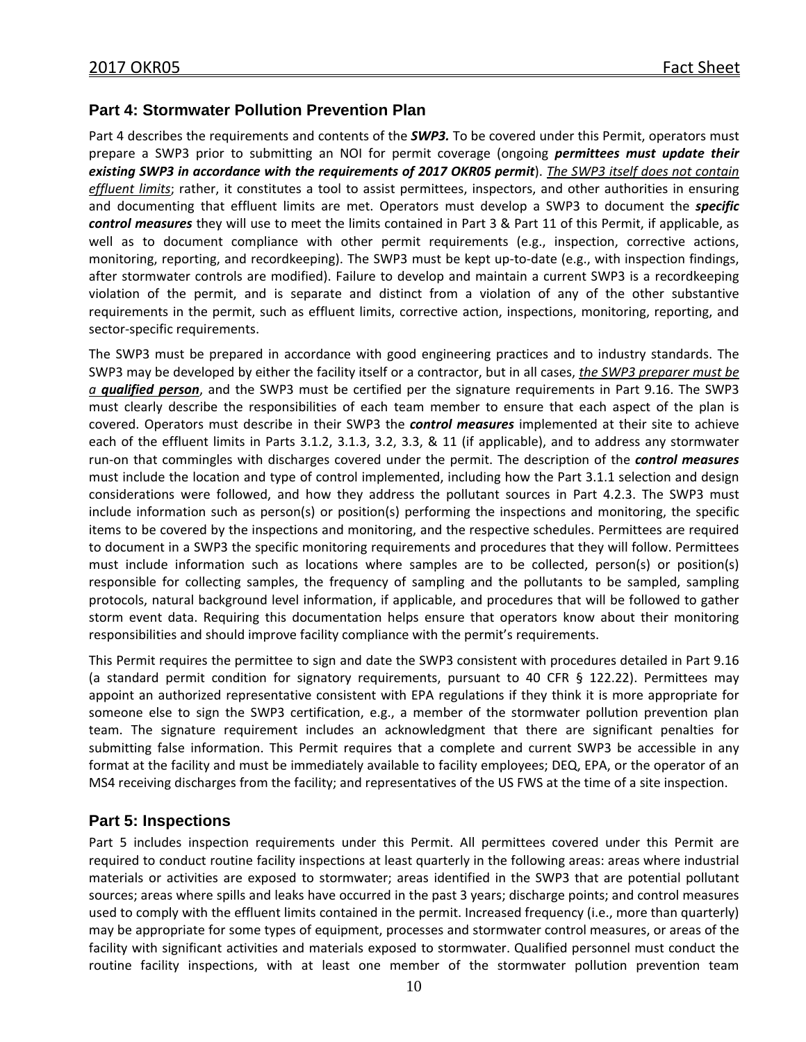## Part 4: Stormwater Pollution Prevention Plan

Part 4 describes the requirements and contents of the ***SWP3.*** To be covered under this Permit, operators must prepare a SWP3 prior to submitting an NOI for permit coverage (ongoing ***permittees must update their existing SWP3 in accordance with the requirements of 2017 OKR05 permit***). <u>*The SWP3 itself does not contain effluent limits*</u>; rather, it constitutes a tool to assist permittees, inspectors, and other authorities in ensuring and documenting that effluent limits are met. Operators must develop a SWP3 to document the ***specific control measures*** they will use to meet the limits contained in Part 3 & Part 11 of this Permit, if applicable, as well as to document compliance with other permit requirements (e.g., inspection, corrective actions, monitoring, reporting, and recordkeeping). The SWP3 must be kept up-to-date (e.g., with inspection findings, after stormwater controls are modified). Failure to develop and maintain a current SWP3 is a recordkeeping violation of the permit, and is separate and distinct from a violation of any of the other substantive requirements in the permit, such as effluent limits, corrective action, inspections, monitoring, reporting, and sector-specific requirements.

The SWP3 must be prepared in accordance with good engineering practices and to industry standards. The SWP3 may be developed by either the facility itself or a contractor, but in all cases, <u>*the SWP3 preparer must be a **qualified person***</u>, and the SWP3 must be certified per the signature requirements in Part 9.16. The SWP3 must clearly describe the responsibilities of each team member to ensure that each aspect of the plan is covered. Operators must describe in their SWP3 the ***control measures*** implemented at their site to achieve each of the effluent limits in Parts 3.1.2, 3.1.3, 3.2, 3.3, & 11 (if applicable), and to address any stormwater run-on that commingles with discharges covered under the permit. The description of the ***control measures*** must include the location and type of control implemented, including how the Part 3.1.1 selection and design considerations were followed, and how they address the pollutant sources in Part 4.2.3. The SWP3 must include information such as person(s) or position(s) performing the inspections and monitoring, the specific items to be covered by the inspections and monitoring, and the respective schedules. Permittees are required to document in a SWP3 the specific monitoring requirements and procedures that they will follow. Permittees must include information such as locations where samples are to be collected, person(s) or position(s) responsible for collecting samples, the frequency of sampling and the pollutants to be sampled, sampling protocols, natural background level information, if applicable, and procedures that will be followed to gather storm event data. Requiring this documentation helps ensure that operators know about their monitoring responsibilities and should improve facility compliance with the permit's requirements.

This Permit requires the permittee to sign and date the SWP3 consistent with procedures detailed in Part 9.16 (a standard permit condition for signatory requirements, pursuant to 40 CFR § 122.22). Permittees may appoint an authorized representative consistent with EPA regulations if they think it is more appropriate for someone else to sign the SWP3 certification, e.g., a member of the stormwater pollution prevention plan team. The signature requirement includes an acknowledgment that there are significant penalties for submitting false information. This Permit requires that a complete and current SWP3 be accessible in any format at the facility and must be immediately available to facility employees; DEQ, EPA, or the operator of an MS4 receiving discharges from the facility; and representatives of the US FWS at the time of a site inspection.

## Part 5: Inspections

Part 5 includes inspection requirements under this Permit. All permittees covered under this Permit are required to conduct routine facility inspections at least quarterly in the following areas: areas where industrial materials or activities are exposed to stormwater; areas identified in the SWP3 that are potential pollutant sources; areas where spills and leaks have occurred in the past 3 years; discharge points; and control measures used to comply with the effluent limits contained in the permit. Increased frequency (i.e., more than quarterly) may be appropriate for some types of equipment, processes and stormwater control measures, or areas of the facility with significant activities and materials exposed to stormwater. Qualified personnel must conduct the routine facility inspections, with at least one member of the stormwater pollution prevention team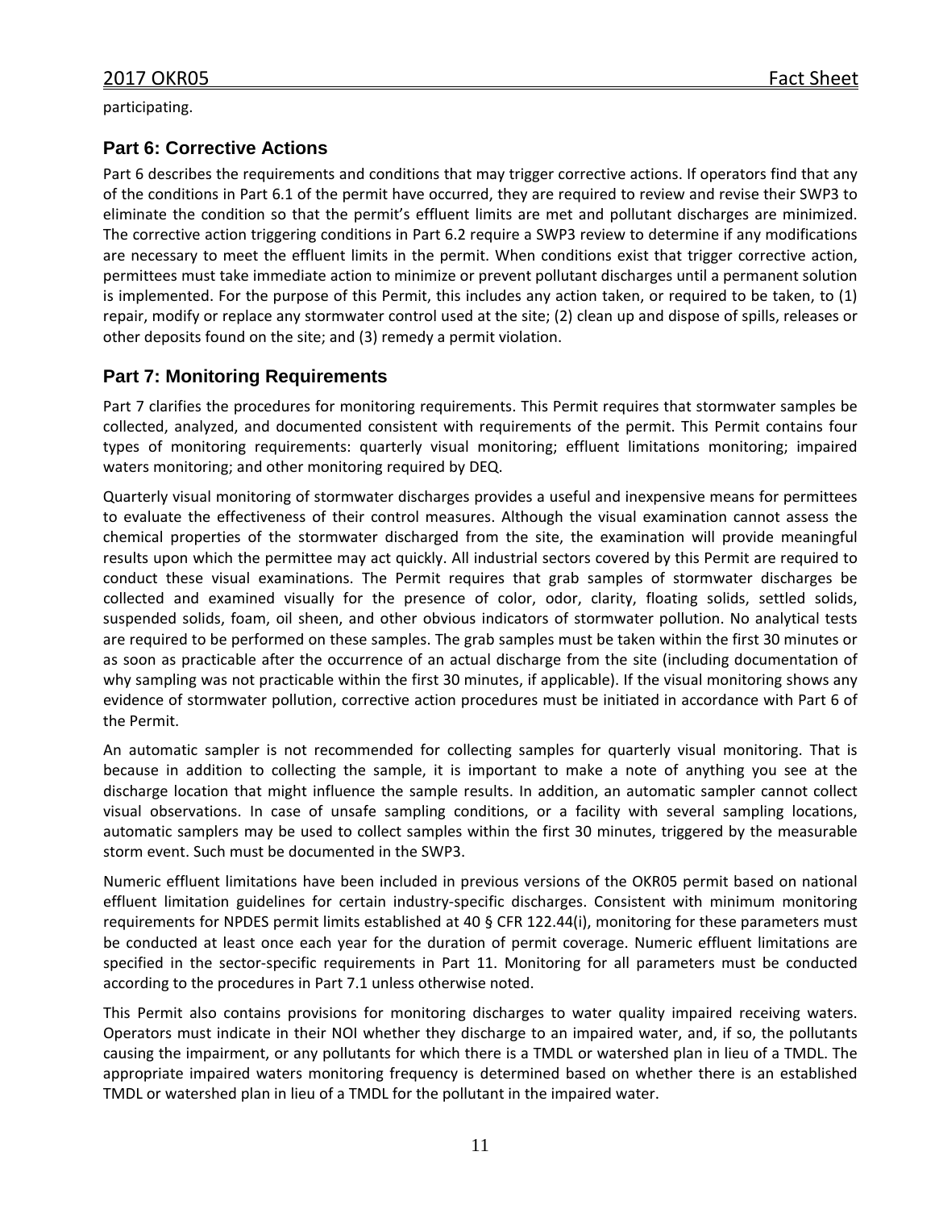participating.

## Part 6: Corrective Actions

Part 6 describes the requirements and conditions that may trigger corrective actions. If operators find that any of the conditions in Part 6.1 of the permit have occurred, they are required to review and revise their SWP3 to eliminate the condition so that the permit's effluent limits are met and pollutant discharges are minimized. The corrective action triggering conditions in Part 6.2 require a SWP3 review to determine if any modifications are necessary to meet the effluent limits in the permit. When conditions exist that trigger corrective action, permittees must take immediate action to minimize or prevent pollutant discharges until a permanent solution is implemented. For the purpose of this Permit, this includes any action taken, or required to be taken, to (1) repair, modify or replace any stormwater control used at the site; (2) clean up and dispose of spills, releases or other deposits found on the site; and (3) remedy a permit violation.

## Part 7: Monitoring Requirements

Part 7 clarifies the procedures for monitoring requirements. This Permit requires that stormwater samples be collected, analyzed, and documented consistent with requirements of the permit. This Permit contains four types of monitoring requirements: quarterly visual monitoring; effluent limitations monitoring; impaired waters monitoring; and other monitoring required by DEQ.

Quarterly visual monitoring of stormwater discharges provides a useful and inexpensive means for permittees to evaluate the effectiveness of their control measures. Although the visual examination cannot assess the chemical properties of the stormwater discharged from the site, the examination will provide meaningful results upon which the permittee may act quickly. All industrial sectors covered by this Permit are required to conduct these visual examinations. The Permit requires that grab samples of stormwater discharges be collected and examined visually for the presence of color, odor, clarity, floating solids, settled solids, suspended solids, foam, oil sheen, and other obvious indicators of stormwater pollution. No analytical tests are required to be performed on these samples. The grab samples must be taken within the first 30 minutes or as soon as practicable after the occurrence of an actual discharge from the site (including documentation of why sampling was not practicable within the first 30 minutes, if applicable). If the visual monitoring shows any evidence of stormwater pollution, corrective action procedures must be initiated in accordance with Part 6 of the Permit.

An automatic sampler is not recommended for collecting samples for quarterly visual monitoring. That is because in addition to collecting the sample, it is important to make a note of anything you see at the discharge location that might influence the sample results. In addition, an automatic sampler cannot collect visual observations. In case of unsafe sampling conditions, or a facility with several sampling locations, automatic samplers may be used to collect samples within the first 30 minutes, triggered by the measurable storm event. Such must be documented in the SWP3.

Numeric effluent limitations have been included in previous versions of the OKR05 permit based on national effluent limitation guidelines for certain industry-specific discharges. Consistent with minimum monitoring requirements for NPDES permit limits established at 40 § CFR 122.44(i), monitoring for these parameters must be conducted at least once each year for the duration of permit coverage. Numeric effluent limitations are specified in the sector-specific requirements in Part 11. Monitoring for all parameters must be conducted according to the procedures in Part 7.1 unless otherwise noted.

This Permit also contains provisions for monitoring discharges to water quality impaired receiving waters. Operators must indicate in their NOI whether they discharge to an impaired water, and, if so, the pollutants causing the impairment, or any pollutants for which there is a TMDL or watershed plan in lieu of a TMDL. The appropriate impaired waters monitoring frequency is determined based on whether there is an established TMDL or watershed plan in lieu of a TMDL for the pollutant in the impaired water.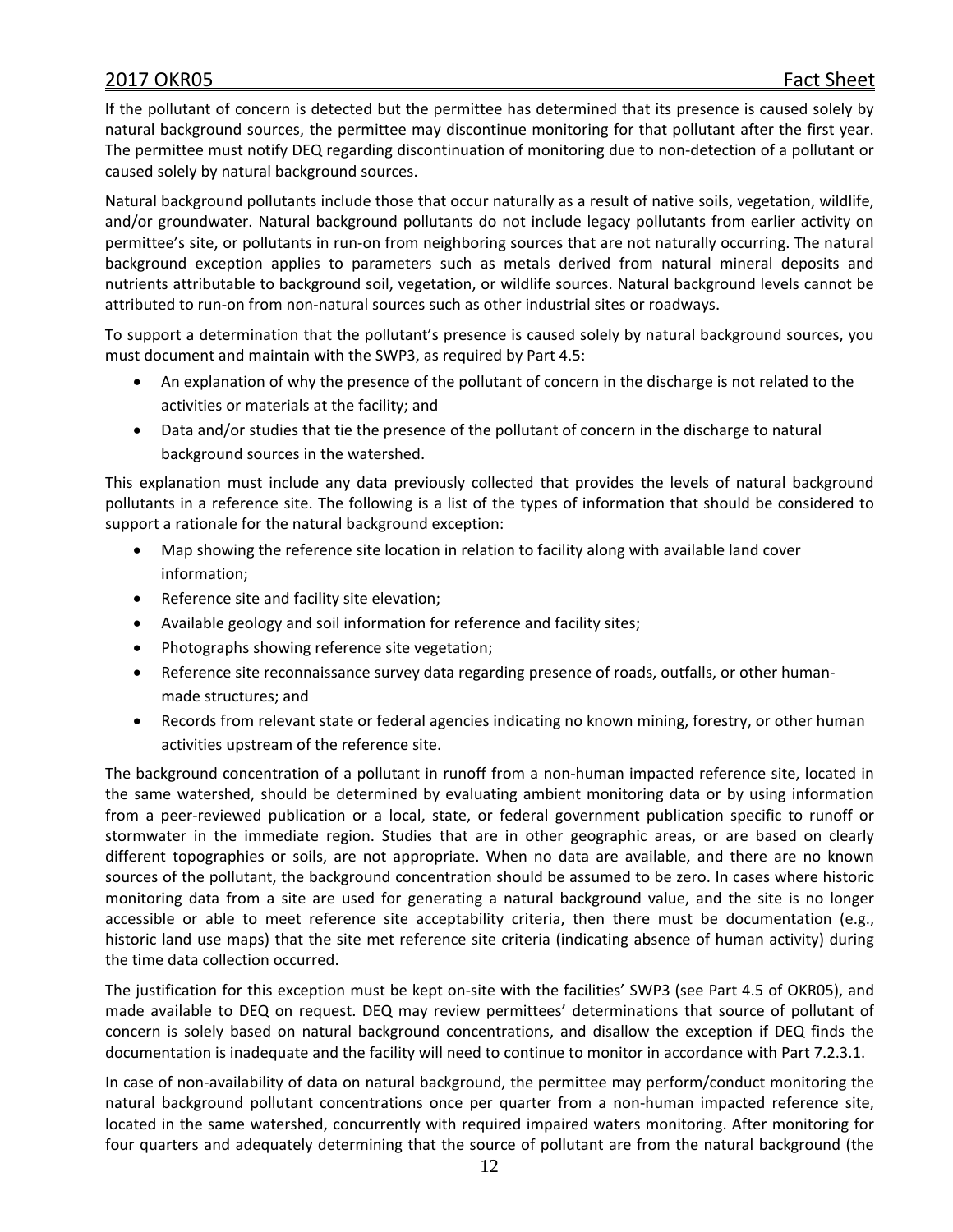If the pollutant of concern is detected but the permittee has determined that its presence is caused solely by natural background sources, the permittee may discontinue monitoring for that pollutant after the first year. The permittee must notify DEQ regarding discontinuation of monitoring due to non-detection of a pollutant or caused solely by natural background sources.

Natural background pollutants include those that occur naturally as a result of native soils, vegetation, wildlife, and/or groundwater. Natural background pollutants do not include legacy pollutants from earlier activity on permittee's site, or pollutants in run-on from neighboring sources that are not naturally occurring. The natural background exception applies to parameters such as metals derived from natural mineral deposits and nutrients attributable to background soil, vegetation, or wildlife sources. Natural background levels cannot be attributed to run-on from non-natural sources such as other industrial sites or roadways.

To support a determination that the pollutant's presence is caused solely by natural background sources, you must document and maintain with the SWP3, as required by Part 4.5:

- An explanation of why the presence of the pollutant of concern in the discharge is not related to the activities or materials at the facility; and
- Data and/or studies that tie the presence of the pollutant of concern in the discharge to natural background sources in the watershed.

This explanation must include any data previously collected that provides the levels of natural background pollutants in a reference site. The following is a list of the types of information that should be considered to support a rationale for the natural background exception:

- Map showing the reference site location in relation to facility along with available land cover information;
- Reference site and facility site elevation;
- Available geology and soil information for reference and facility sites;
- Photographs showing reference site vegetation;
- Reference site reconnaissance survey data regarding presence of roads, outfalls, or other human-made structures; and
- Records from relevant state or federal agencies indicating no known mining, forestry, or other human activities upstream of the reference site.

The background concentration of a pollutant in runoff from a non-human impacted reference site, located in the same watershed, should be determined by evaluating ambient monitoring data or by using information from a peer-reviewed publication or a local, state, or federal government publication specific to runoff or stormwater in the immediate region. Studies that are in other geographic areas, or are based on clearly different topographies or soils, are not appropriate. When no data are available, and there are no known sources of the pollutant, the background concentration should be assumed to be zero. In cases where historic monitoring data from a site are used for generating a natural background value, and the site is no longer accessible or able to meet reference site acceptability criteria, then there must be documentation (e.g., historic land use maps) that the site met reference site criteria (indicating absence of human activity) during the time data collection occurred.

The justification for this exception must be kept on-site with the facilities' SWP3 (see Part 4.5 of OKR05), and made available to DEQ on request. DEQ may review permittees' determinations that source of pollutant of concern is solely based on natural background concentrations, and disallow the exception if DEQ finds the documentation is inadequate and the facility will need to continue to monitor in accordance with Part 7.2.3.1.

In case of non-availability of data on natural background, the permittee may perform/conduct monitoring the natural background pollutant concentrations once per quarter from a non-human impacted reference site, located in the same watershed, concurrently with required impaired waters monitoring. After monitoring for four quarters and adequately determining that the source of pollutant are from the natural background (the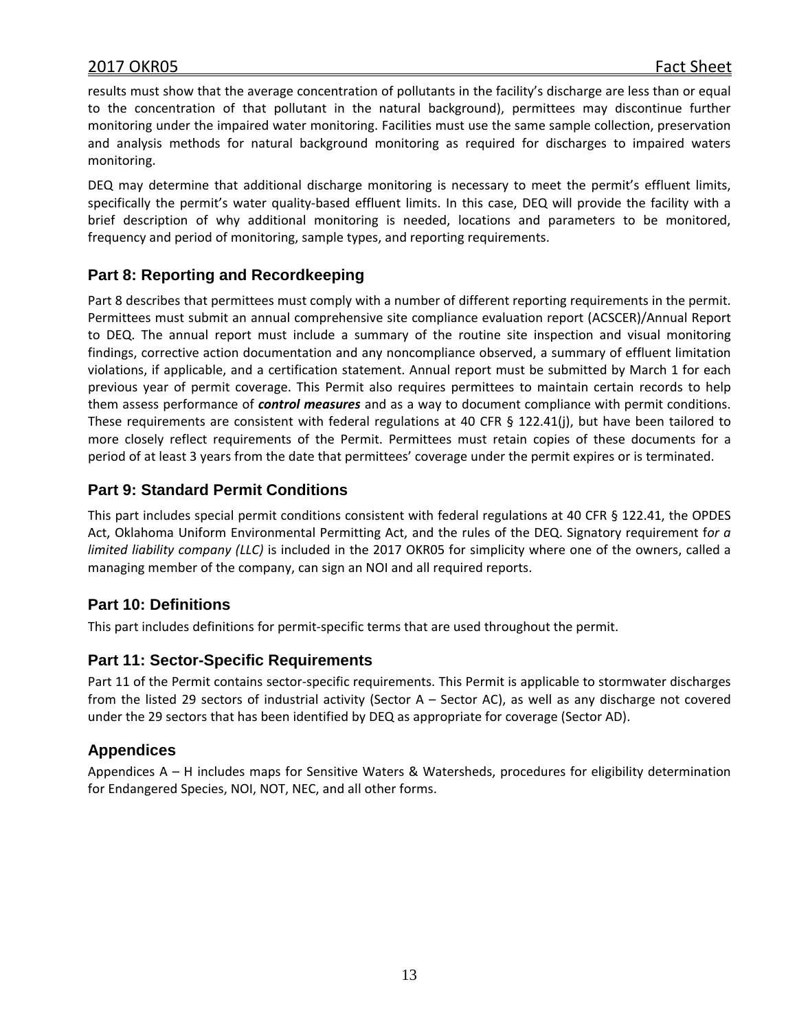results must show that the average concentration of pollutants in the facility's discharge are less than or equal to the concentration of that pollutant in the natural background), permittees may discontinue further monitoring under the impaired water monitoring. Facilities must use the same sample collection, preservation and analysis methods for natural background monitoring as required for discharges to impaired waters monitoring.

DEQ may determine that additional discharge monitoring is necessary to meet the permit's effluent limits, specifically the permit's water quality-based effluent limits. In this case, DEQ will provide the facility with a brief description of why additional monitoring is needed, locations and parameters to be monitored, frequency and period of monitoring, sample types, and reporting requirements.

## Part 8: Reporting and Recordkeeping

Part 8 describes that permittees must comply with a number of different reporting requirements in the permit. Permittees must submit an annual comprehensive site compliance evaluation report (ACSCER)/Annual Report to DEQ. The annual report must include a summary of the routine site inspection and visual monitoring findings, corrective action documentation and any noncompliance observed, a summary of effluent limitation violations, if applicable, and a certification statement. Annual report must be submitted by March 1 for each previous year of permit coverage. This Permit also requires permittees to maintain certain records to help them assess performance of ***control measures*** and as a way to document compliance with permit conditions. These requirements are consistent with federal regulations at 40 CFR § 122.41(j), but have been tailored to more closely reflect requirements of the Permit. Permittees must retain copies of these documents for a period of at least 3 years from the date that permittees' coverage under the permit expires or is terminated.

## Part 9: Standard Permit Conditions

This part includes special permit conditions consistent with federal regulations at 40 CFR § 122.41, the OPDES Act, Oklahoma Uniform Environmental Permitting Act, and the rules of the DEQ. Signatory requirement f*or a limited liability company (LLC)* is included in the 2017 OKR05 for simplicity where one of the owners, called a managing member of the company, can sign an NOI and all required reports.

## Part 10: Definitions

This part includes definitions for permit-specific terms that are used throughout the permit.

## Part 11: Sector-Specific Requirements

Part 11 of the Permit contains sector-specific requirements. This Permit is applicable to stormwater discharges from the listed 29 sectors of industrial activity (Sector A – Sector AC), as well as any discharge not covered under the 29 sectors that has been identified by DEQ as appropriate for coverage (Sector AD).

## Appendices

Appendices A – H includes maps for Sensitive Waters & Watersheds, procedures for eligibility determination for Endangered Species, NOI, NOT, NEC, and all other forms.